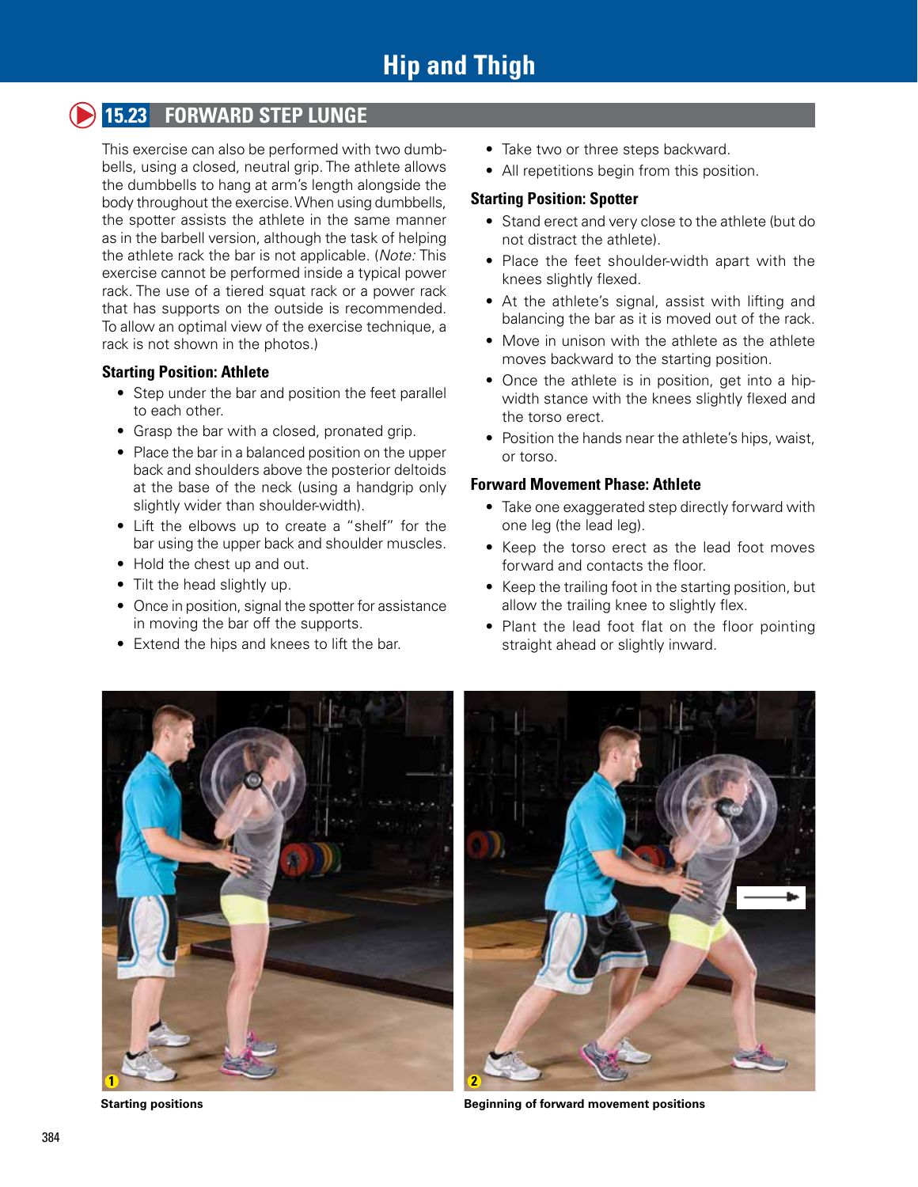## 15.23 FORWARD STEP LUNGE

This exercise can also be performed with two dumbbells, using a closed, neutral grip. The athlete allows the dumbbells to hang at arm's length alongside the body throughout the exercise. When using dumbbells, the spotter assists the athlete in the same manner as in the barbell version, although the task of helping the athlete rack the bar is not applicable. (*Note:* This exercise cannot be performed inside a typical power rack. The use of a tiered squat rack or a power rack that has supports on the outside is recommended. To allow an optimal view of the exercise technique, a rack is not shown in the photos.)

### Starting Position: Athlete

- Step under the bar and position the feet parallel to each other.
- Grasp the bar with a closed, pronated grip.
- Place the bar in a balanced position on the upper back and shoulders above the posterior deltoids at the base of the neck (using a handgrip only slightly wider than shoulder-width).
- Lift the elbows up to create a "shelf" for the bar using the upper back and shoulder muscles.
- Hold the chest up and out.
- Tilt the head slightly up.
- Once in position, signal the spotter for assistance in moving the bar off the supports.
- Extend the hips and knees to lift the bar.
- Take two or three steps backward.
- All repetitions begin from this position.

### Starting Position: Spotter

- Stand erect and very close to the athlete (but do not distract the athlete).
- Place the feet shoulder-width apart with the knees slightly flexed.
- At the athlete's signal, assist with lifting and balancing the bar as it is moved out of the rack.
- Move in unison with the athlete as the athlete moves backward to the starting position.
- Once the athlete is in position, get into a hip-width stance with the knees slightly flexed and the torso erect.
- Position the hands near the athlete's hips, waist, or torso.

### Forward Movement Phase: Athlete

- Take one exaggerated step directly forward with one leg (the lead leg).
- Keep the torso erect as the lead foot moves forward and contacts the floor.
- Keep the trailing foot in the starting position, but allow the trailing knee to slightly flex.
- Plant the lead foot flat on the floor pointing straight ahead or slightly inward.

1 Starting positions

2 Beginning of forward movement positions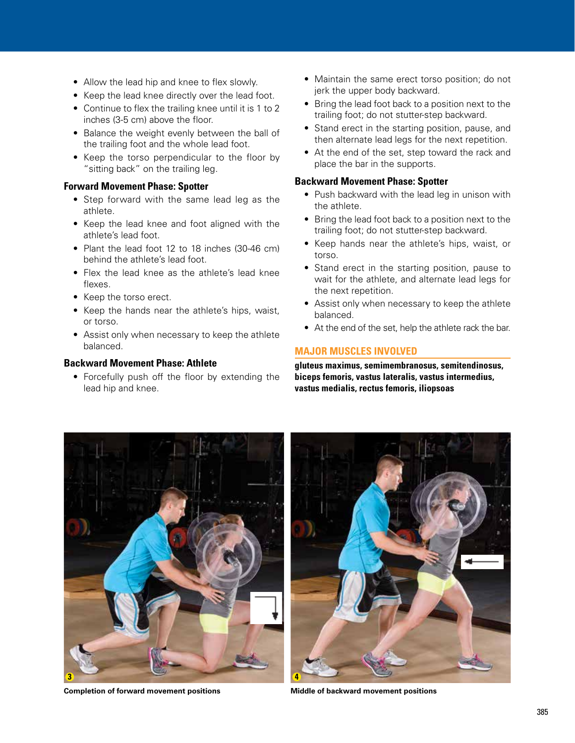- Allow the lead hip and knee to flex slowly.
- Keep the lead knee directly over the lead foot.
- Continue to flex the trailing knee until it is 1 to 2 inches (3-5 cm) above the floor.
- Balance the weight evenly between the ball of the trailing foot and the whole lead foot.
- Keep the torso perpendicular to the floor by "sitting back" on the trailing leg.

### Forward Movement Phase: Spotter

- Step forward with the same lead leg as the athlete.
- Keep the lead knee and foot aligned with the athlete's lead foot.
- Plant the lead foot 12 to 18 inches (30-46 cm) behind the athlete's lead foot.
- Flex the lead knee as the athlete's lead knee flexes.
- Keep the torso erect.
- Keep the hands near the athlete's hips, waist, or torso.
- Assist only when necessary to keep the athlete balanced.

### Backward Movement Phase: Athlete

- Forcefully push off the floor by extending the lead hip and knee.
- Maintain the same erect torso position; do not jerk the upper body backward.
- Bring the lead foot back to a position next to the trailing foot; do not stutter-step backward.
- Stand erect in the starting position, pause, and then alternate lead legs for the next repetition.
- At the end of the set, step toward the rack and place the bar in the supports.

### Backward Movement Phase: Spotter

- Push backward with the lead leg in unison with the athlete.
- Bring the lead foot back to a position next to the trailing foot; do not stutter-step backward.
- Keep hands near the athlete's hips, waist, or torso.
- Stand erect in the starting position, pause to wait for the athlete, and alternate lead legs for the next repetition.
- Assist only when necessary to keep the athlete balanced.
- At the end of the set, help the athlete rack the bar.

### MAJOR MUSCLES INVOLVED

**gluteus maximus, semimembranosus, semitendinosus, biceps femoris, vastus lateralis, vastus intermedius, vastus medialis, rectus femoris, iliopsoas**

3

**Completion of forward movement positions**

4

**Middle of backward movement positions**